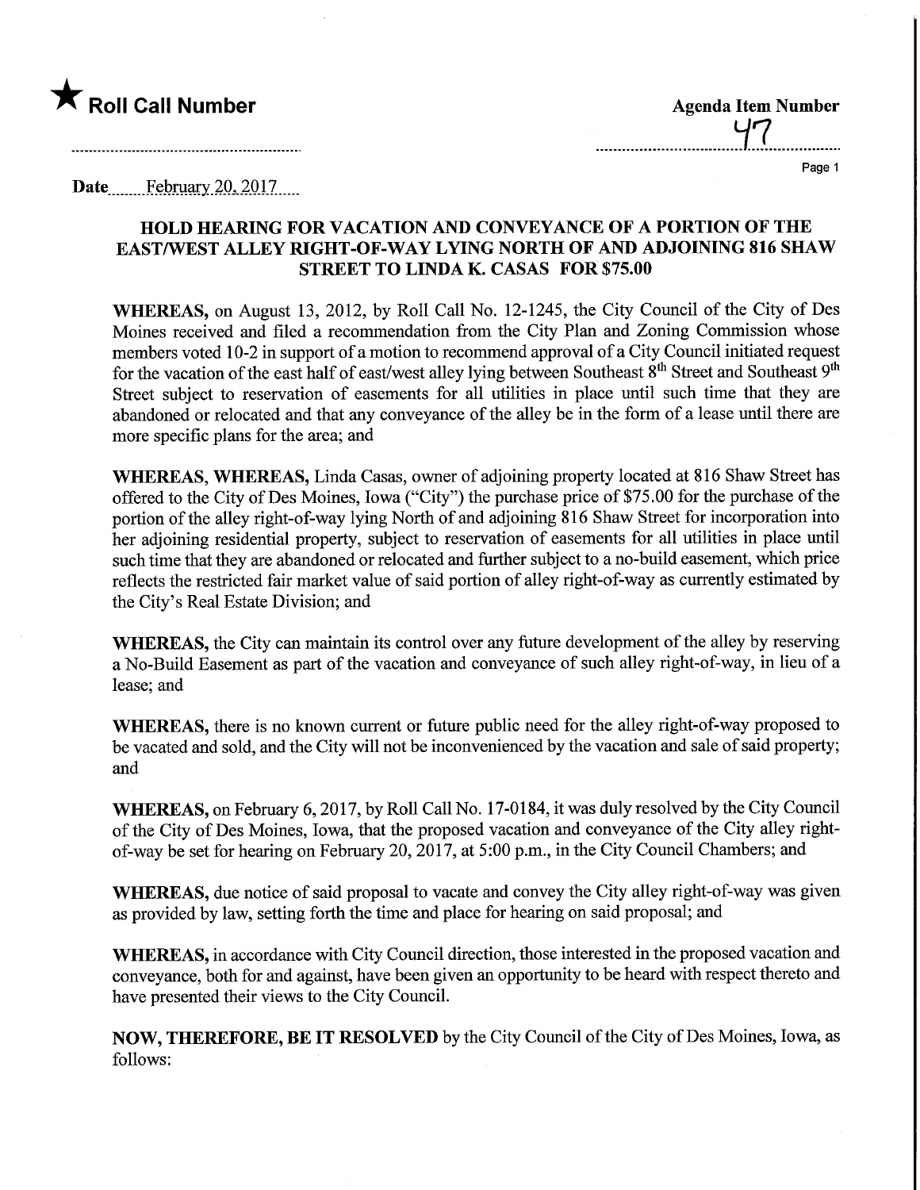★ **Roll Call Number**

**Agenda Item Number**

47

**Date** February 20, 2017

## HOLD HEARING FOR VACATION AND CONVEYANCE OF A PORTION OF THE EAST/WEST ALLEY RIGHT-OF-WAY LYING NORTH OF AND ADJOINING 816 SHAW STREET TO LINDA K. CASAS FOR $75.00

**WHEREAS,** on August 13, 2012, by Roll Call No. 12-1245, the City Council of the City of Des Moines received and filed a recommendation from the City Plan and Zoning Commission whose members voted 10-2 in support of a motion to recommend approval of a City Council initiated request for the vacation of the east half of east/west alley lying between Southeast 8th Street and Southeast 9th Street subject to reservation of easements for all utilities in place until such time that they are abandoned or relocated and that any conveyance of the alley be in the form of a lease until there are more specific plans for the area; and

**WHEREAS, WHEREAS,** Linda Casas, owner of adjoining property located at 816 Shaw Street has offered to the City of Des Moines, Iowa ("City") the purchase price of $75.00 for the purchase of the portion of the alley right-of-way lying North of and adjoining 816 Shaw Street for incorporation into her adjoining residential property, subject to reservation of easements for all utilities in place until such time that they are abandoned or relocated and further subject to a no-build easement, which price reflects the restricted fair market value of said portion of alley right-of-way as currently estimated by the City's Real Estate Division; and

**WHEREAS,** the City can maintain its control over any future development of the alley by reserving a No-Build Easement as part of the vacation and conveyance of such alley right-of-way, in lieu of a lease; and

**WHEREAS,** there is no known current or future public need for the alley right-of-way proposed to be vacated and sold, and the City will not be inconvenienced by the vacation and sale of said property; and

**WHEREAS,** on February 6, 2017, by Roll Call No. 17-0184, it was duly resolved by the City Council of the City of Des Moines, Iowa, that the proposed vacation and conveyance of the City alley right-of-way be set for hearing on February 20, 2017, at 5:00 p.m., in the City Council Chambers; and

**WHEREAS,** due notice of said proposal to vacate and convey the City alley right-of-way was given as provided by law, setting forth the time and place for hearing on said proposal; and

**WHEREAS,** in accordance with City Council direction, those interested in the proposed vacation and conveyance, both for and against, have been given an opportunity to be heard with respect thereto and have presented their views to the City Council.

**NOW, THEREFORE, BE IT RESOLVED** by the City Council of the City of Des Moines, Iowa, as follows: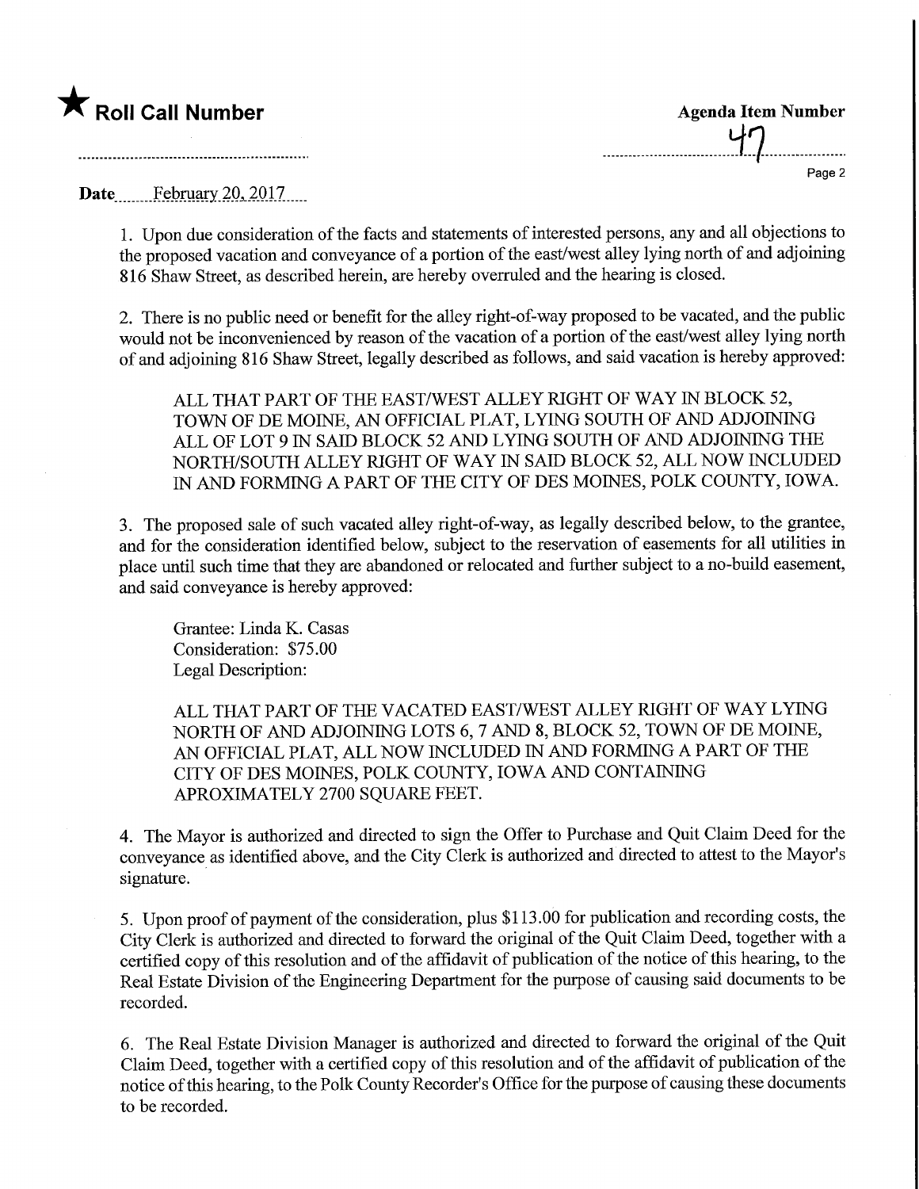★ **Roll Call Number**

**Agenda Item Number**

47

**Date** February 20, 2017

1. Upon due consideration of the facts and statements of interested persons, any and all objections to the proposed vacation and conveyance of a portion of the east/west alley lying north of and adjoining 816 Shaw Street, as described herein, are hereby overruled and the hearing is closed.

2. There is no public need or benefit for the alley right-of-way proposed to be vacated, and the public would not be inconvenienced by reason of the vacation of a portion of the east/west alley lying north of and adjoining 816 Shaw Street, legally described as follows, and said vacation is hereby approved:

> ALL THAT PART OF THE EAST/WEST ALLEY RIGHT OF WAY IN BLOCK 52, TOWN OF DE MOINE, AN OFFICIAL PLAT, LYING SOUTH OF AND ADJOINING ALL OF LOT 9 IN SAID BLOCK 52 AND LYING SOUTH OF AND ADJOINING THE NORTH/SOUTH ALLEY RIGHT OF WAY IN SAID BLOCK 52, ALL NOW INCLUDED IN AND FORMING A PART OF THE CITY OF DES MOINES, POLK COUNTY, IOWA.

3. The proposed sale of such vacated alley right-of-way, as legally described below, to the grantee, and for the consideration identified below, subject to the reservation of easements for all utilities in place until such time that they are abandoned or relocated and further subject to a no-build easement, and said conveyance is hereby approved:

> Grantee: Linda K. Casas
> Consideration: $75.00
> Legal Description:
>
> ALL THAT PART OF THE VACATED EAST/WEST ALLEY RIGHT OF WAY LYING NORTH OF AND ADJOINING LOTS 6, 7 AND 8, BLOCK 52, TOWN OF DE MOINE, AN OFFICIAL PLAT, ALL NOW INCLUDED IN AND FORMING A PART OF THE CITY OF DES MOINES, POLK COUNTY, IOWA AND CONTAINING APROXIMATELY 2700 SQUARE FEET.

4. The Mayor is authorized and directed to sign the Offer to Purchase and Quit Claim Deed for the conveyance as identified above, and the City Clerk is authorized and directed to attest to the Mayor's signature.

5. Upon proof of payment of the consideration, plus $113.00 for publication and recording costs, the City Clerk is authorized and directed to forward the original of the Quit Claim Deed, together with a certified copy of this resolution and of the affidavit of publication of the notice of this hearing, to the Real Estate Division of the Engineering Department for the purpose of causing said documents to be recorded.

6. The Real Estate Division Manager is authorized and directed to forward the original of the Quit Claim Deed, together with a certified copy of this resolution and of the affidavit of publication of the notice of this hearing, to the Polk County Recorder's Office for the purpose of causing these documents to be recorded.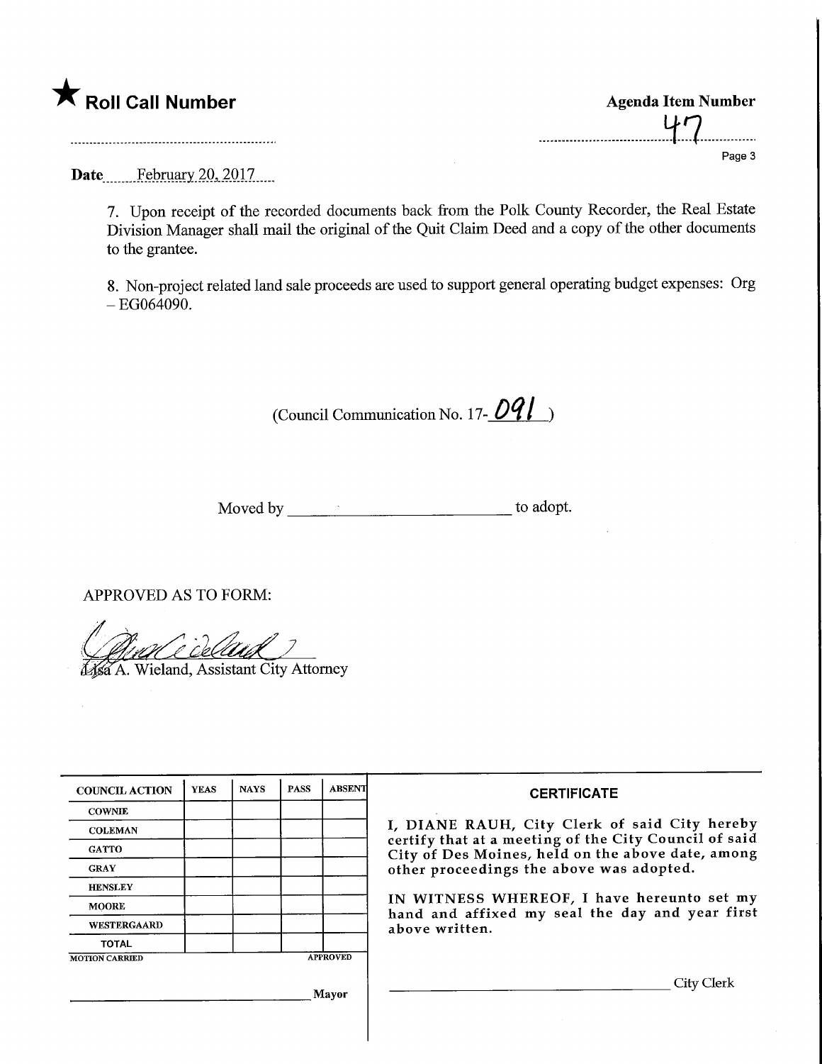★ **Roll Call Number**

..............................................................

**Agenda Item Number**

47

**Date** February 20, 2017

7. Upon receipt of the recorded documents back from the Polk County Recorder, the Real Estate Division Manager shall mail the original of the Quit Claim Deed and a copy of the other documents to the grantee.

8. Non-project related land sale proceeds are used to support general operating budget expenses: Org – EG064090.

(Council Communication No. 17-091)

Moved by ______________________ to adopt.

APPROVED AS TO FORM:

Lisa A. Wieland, Assistant City Attorney

| COUNCIL ACTION | YEAS | NAYS | PASS | ABSENT |
|---|---|---|---|---|
| COWNIE | | | | |
| COLEMAN | | | | |
| GATTO | | | | |
| GRAY | | | | |
| HENSLEY | | | | |
| MOORE | | | | |
| WESTERGAARD | | | | |
| TOTAL | | | | |

MOTION CARRIED APPROVED

______________________ Mayor

**CERTIFICATE**

I, DIANE RAUH, City Clerk of said City hereby certify that at a meeting of the City Council of said City of Des Moines, held on the above date, among other proceedings the above was adopted.

IN WITNESS WHEREOF, I have hereunto set my hand and affixed my seal the day and year first above written.

______________________ City Clerk